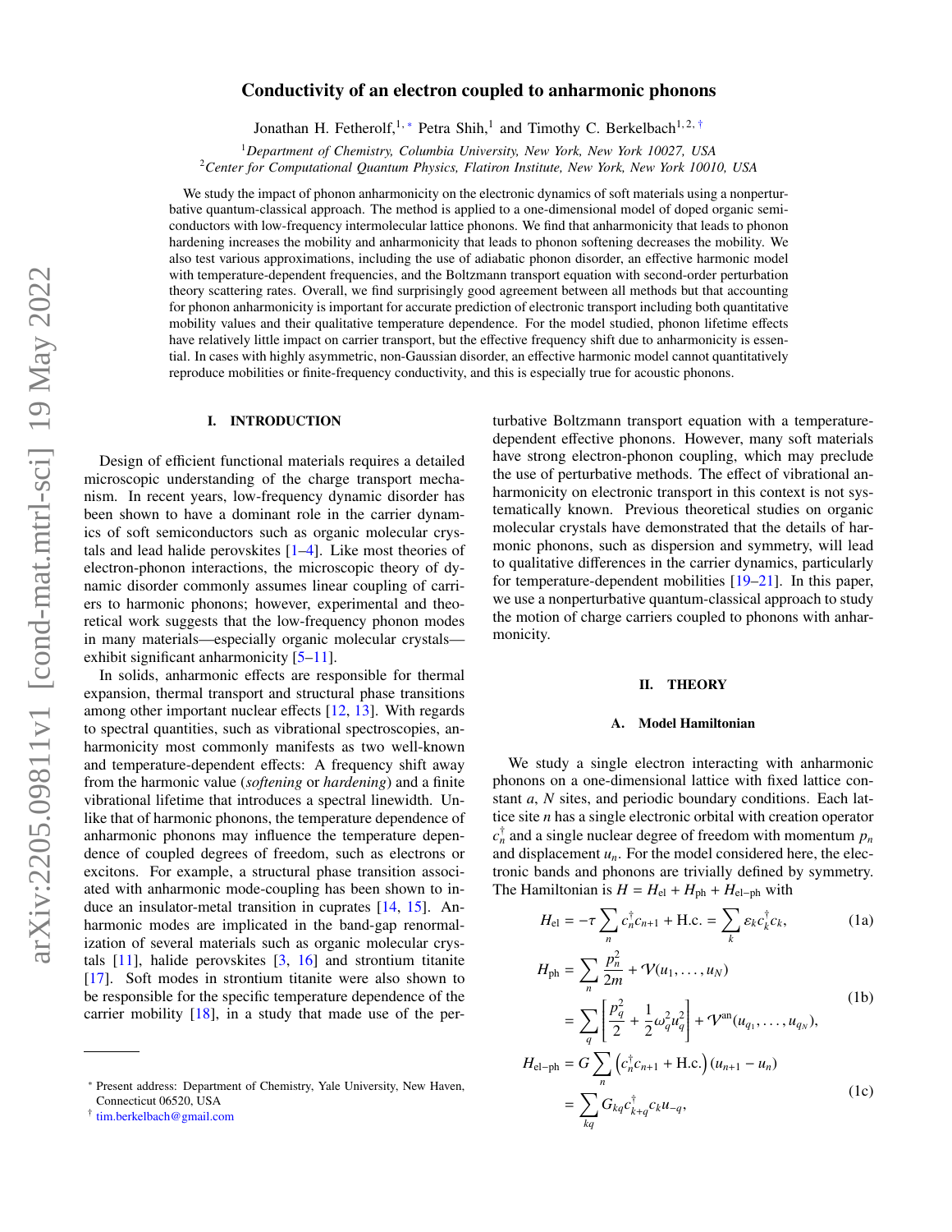# Conductivity of an electron coupled to anharmonic phonons

Jonathan H. Fetherolf,[1,*] Petra Shih,[1] and Timothy C. Berkelbach[1,2,†]

[1]*Department of Chemistry, Columbia University, New York, New York 10027, USA*
[2]*Center for Computational Quantum Physics, Flatiron Institute, New York, New York 10010, USA*

We study the impact of phonon anharmonicity on the electronic dynamics of soft materials using a nonperturbative quantum-classical approach. The method is applied to a one-dimensional model of doped organic semiconductors with low-frequency intermolecular lattice phonons. We find that anharmonicity that leads to phonon hardening increases the mobility and anharmonicity that leads to phonon softening decreases the mobility. We also test various approximations, including the use of adiabatic phonon disorder, an effective harmonic model with temperature-dependent frequencies, and the Boltzmann transport equation with second-order perturbation theory scattering rates. Overall, we find surprisingly good agreement between all methods but that accounting for phonon anharmonicity is important for accurate prediction of electronic transport including both quantitative mobility values and their qualitative temperature dependence. For the model studied, phonon lifetime effects have relatively little impact on carrier transport, but the effective frequency shift due to anharmonicity is essential. In cases with highly asymmetric, non-Gaussian disorder, an effective harmonic model cannot quantitatively reproduce mobilities or finite-frequency conductivity, and this is especially true for acoustic phonons.

## I. INTRODUCTION

Design of efficient functional materials requires a detailed microscopic understanding of the charge transport mechanism. In recent years, low-frequency dynamic disorder has been shown to have a dominant role in the carrier dynamics of soft semiconductors such as organic molecular crystals and lead halide perovskites [1–4]. Like most theories of electron-phonon interactions, the microscopic theory of dynamic disorder commonly assumes linear coupling of carriers to harmonic phonons; however, experimental and theoretical work suggests that the low-frequency phonon modes in many materials—especially organic molecular crystals—exhibit significant anharmonicity [5–11].

In solids, anharmonic effects are responsible for thermal expansion, thermal transport and structural phase transitions among other important nuclear effects [12, 13]. With regards to spectral quantities, such as vibrational spectroscopies, anharmonicity most commonly manifests as two well-known and temperature-dependent effects: A frequency shift away from the harmonic value (*softening* or *hardening*) and a finite vibrational lifetime that introduces a spectral linewidth. Unlike that of harmonic phonons, the temperature dependence of anharmonic phonons may influence the temperature dependence of coupled degrees of freedom, such as electrons or excitons. For example, a structural phase transition associated with anharmonic mode-coupling has been shown to induce an insulator-metal transition in cuprates [14, 15]. Anharmonic modes are implicated in the band-gap renormalization of several materials such as organic molecular crystals [11], halide perovskites [3, 16] and strontium titanite [17]. Soft modes in strontium titanite were also shown to be responsible for the specific temperature dependence of the carrier mobility [18], in a study that made use of the perturbative Boltzmann transport equation with a temperature-dependent effective phonons. However, many soft materials have strong electron-phonon coupling, which may preclude the use of perturbative methods. The effect of vibrational anharmonicity on electronic transport in this context is not systematically known. Previous theoretical studies on organic molecular crystals have demonstrated that the details of harmonic phonons, such as dispersion and symmetry, will lead to qualitative differences in the carrier dynamics, particularly for temperature-dependent mobilities [19–21]. In this paper, we use a nonperturbative quantum-classical approach to study the motion of charge carriers coupled to phonons with anharmonicity.

## II. THEORY

### A. Model Hamiltonian

We study a single electron interacting with anharmonic phonons on a one-dimensional lattice with fixed lattice constant $a$, $N$ sites, and periodic boundary conditions. Each lattice site $n$ has a single electronic orbital with creation operator $c_n^\dagger$ and a single nuclear degree of freedom with momentum $p_n$ and displacement $u_n$. For the model considered here, the electronic bands and phonons are trivially defined by symmetry. The Hamiltonian is $H = H_{\text{el}} + H_{\text{ph}} + H_{\text{el-ph}}$ with

$$H_{\text{el}} = -\tau \sum_n c_n^\dagger c_{n+1} + \text{H.c.} = \sum_k \varepsilon_k c_k^\dagger c_k, \tag{1a}$$

$$\begin{aligned} H_{\text{ph}} &= \sum_n \frac{p_n^2}{2m} + \mathcal{V}(u_1, \ldots, u_N) \\ &= \sum_q \left[ \frac{p_q^2}{2} + \frac{1}{2}\omega_q^2 u_q^2 \right] + \mathcal{V}^{\text{an}}(u_{q_1}, \ldots, u_{q_N}), \end{aligned} \tag{1b}$$

$$\begin{aligned} H_{\text{el-ph}} &= G \sum_n \left( c_n^\dagger c_{n+1} + \text{H.c.} \right)(u_{n+1} - u_n) \\ &= \sum_{kq} G_{kq} c_{k+q}^\dagger c_k u_{-q}, \end{aligned} \tag{1c}$$

* Present address: Department of Chemistry, Yale University, New Haven, Connecticut 06520, USA

† tim.berkelbach@gmail.com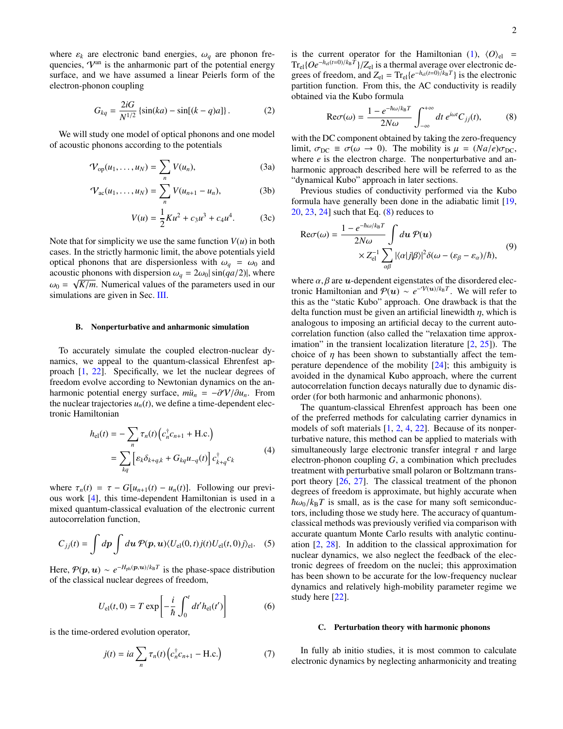where $\varepsilon_k$ are electronic band energies, $\omega_q$ are phonon frequencies, $\mathcal{V}^{\rm an}$ is the anharmonic part of the potential energy surface, and we have assumed a linear Peierls form of the electron-phonon coupling

$$G_{kq} = \frac{2iG}{N^{1/2}} \{\sin(ka) - \sin[(k-q)a]\}. \tag{2}$$

We will study one model of optical phonons and one model of acoustic phonons according to the potentials

$$\mathcal{V}_{\rm op}(u_1, \ldots, u_N) = \sum_n V(u_n), \tag{3a}$$

$$\mathcal{V}_{\rm ac}(u_1, \ldots, u_N) = \sum_n V(u_{n+1} - u_n), \tag{3b}$$

$$V(u) = \frac{1}{2}Ku^2 + c_3 u^3 + c_4 u^4. \tag{3c}$$

Note that for simplicity we use the same function $V(u)$ in both cases. In the strictly harmonic limit, the above potentials yield optical phonons that are dispersionless with $\omega_q = \omega_0$ and acoustic phonons with dispersion $\omega_q = 2\omega_0 |\sin(qa/2)|$, where $\omega_0 = \sqrt{K/m}$. Numerical values of the parameters used in our simulations are given in Sec. III.

### B. Nonperturbative and anharmonic simulation

To accurately simulate the coupled electron-nuclear dynamics, we appeal to the quantum-classical Ehrenfest approach [1, 22]. Specifically, we let the nuclear degrees of freedom evolve according to Newtonian dynamics on the anharmonic potential energy surface, $m\ddot{u}_n = -\partial\mathcal{V}/\partial u_n$. From the nuclear trajectories $u_n(t)$, we define a time-dependent electronic Hamiltonian

$$\begin{aligned} h_{\rm el}(t) &= -\sum_n \tau_n(t)\left(c_n^\dagger c_{n+1} + \text{H.c.}\right) \\ &= \sum_{kq}\left[\varepsilon_k \delta_{k+q,k} + G_{kq} u_{-q}(t)\right] c_{k+q}^\dagger c_k \end{aligned} \tag{4}$$

where $\tau_n(t) = \tau - G[u_{n+1}(t) - u_n(t)]$. Following our previous work [4], this time-dependent Hamiltonian is used in a mixed quantum-classical evaluation of the electronic current autocorrelation function,

$$C_{jj}(t) = \int d\boldsymbol{p} \int d\boldsymbol{u}\, \mathcal{P}(\boldsymbol{p}, \boldsymbol{u}) \langle U_{\rm el}(0,t) j(t) U_{\rm el}(t,0) j \rangle_{\rm el}. \tag{5}$$

Here, $\mathcal{P}(\boldsymbol{p}, \boldsymbol{u}) \sim e^{-H_{\rm ph}(\boldsymbol{p},\boldsymbol{u})/k_{\rm B}T}$ is the phase-space distribution of the classical nuclear degrees of freedom,

$$U_{\rm el}(t,0) = T\exp\left[-\frac{i}{\hbar}\int_0^t dt' h_{\rm el}(t')\right] \tag{6}$$

is the time-ordered evolution operator,

$$j(t) = ia\sum_n \tau_n(t)\left(c_n^\dagger c_{n+1} - \text{H.c.}\right) \tag{7}$$

is the current operator for the Hamiltonian (1), $\langle O \rangle_{\rm el} = \mathrm{Tr}_{\rm el}\{O e^{-h_{\rm el}(t=0)/k_{\rm B}T}\}/Z_{\rm el}$ is a thermal average over electronic degrees of freedom, and $Z_{\rm el} = \mathrm{Tr}_{\rm el}\{e^{-h_{\rm el}(t=0)/k_{\rm B}T}\}$ is the electronic partition function. From this, the AC conductivity is readily obtained via the Kubo formula

$$\mathrm{Re}\sigma(\omega) = \frac{1 - e^{-\hbar\omega/k_{\rm B}T}}{2N\omega}\int_{-\infty}^{+\infty} dt\, e^{i\omega t} C_{jj}(t), \tag{8}$$

with the DC component obtained by taking the zero-frequency limit, $\sigma_{\rm DC} \equiv \sigma(\omega \to 0)$. The mobility is $\mu = (Na/e)\sigma_{\rm DC}$, where $e$ is the electron charge. The nonperturbative and anharmonic approach described here will be referred to as the "dynamical Kubo" approach in later sections.

Previous studies of conductivity performed via the Kubo formula have generally been done in the adiabatic limit [19, 20, 23, 24] such that Eq. (8) reduces to

$$\begin{aligned} \mathrm{Re}\sigma(\omega) = \frac{1 - e^{-\hbar\omega/k_{\rm B}T}}{2N\omega} &\int d\boldsymbol{u}\, \mathcal{P}(\boldsymbol{u}) \\ &\times Z_{\rm el}^{-1}\sum_{\alpha\beta} |\langle\alpha|j|\beta\rangle|^2 \delta(\omega - (\varepsilon_\beta - \varepsilon_\alpha)/\hbar), \end{aligned} \tag{9}$$

where $\alpha, \beta$ are $\boldsymbol{u}$-dependent eigenstates of the disordered electronic Hamiltonian and $\mathcal{P}(\boldsymbol{u}) \sim e^{-\mathcal{V}(\boldsymbol{u})/k_{\rm B}T}$. We will refer to this as the "static Kubo" approach. One drawback is that the delta function must be given an artificial linewidth $\eta$, which is analogous to imposing an artificial decay to the current autocorrelation function (also called the "relaxation time approximation" in the transient localization literature [2, 25]). The choice of $\eta$ has been shown to substantially affect the temperature dependence of the mobility [24]; this ambiguity is avoided in the dynamical Kubo approach, where the current autocorrelation function decays naturally due to dynamic disorder (for both harmonic and anharmonic phonons).

The quantum-classical Ehrenfest approach has been one of the preferred methods for calculating carrier dynamics in models of soft materials [1, 2, 4, 22]. Because of its nonperturbative nature, this method can be applied to materials with simultaneously large electronic transfer integral $\tau$ and large electron-phonon coupling $G$, a combination which precludes treatment with perturbative small polaron or Boltzmann transport theory [26, 27]. The classical treatment of the phonon degrees of freedom is approximate, but highly accurate when $\hbar\omega_0/k_{\rm B}T$ is small, as is the case for many soft semiconductors, including those we study here. The accuracy of quantum-classical methods was previously verified via comparison with accurate quantum Monte Carlo results with analytic continuation [2, 28]. In addition to the classical approximation for nuclear dynamics, we also neglect the feedback of the electronic degrees of freedom on the nuclei; this approximation has been shown to be accurate for the low-frequency nuclear dynamics and relatively high-mobility parameter regime we study here [22].

### C. Perturbation theory with harmonic phonons

In fully ab initio studies, it is most common to calculate electronic dynamics by neglecting anharmonicity and treating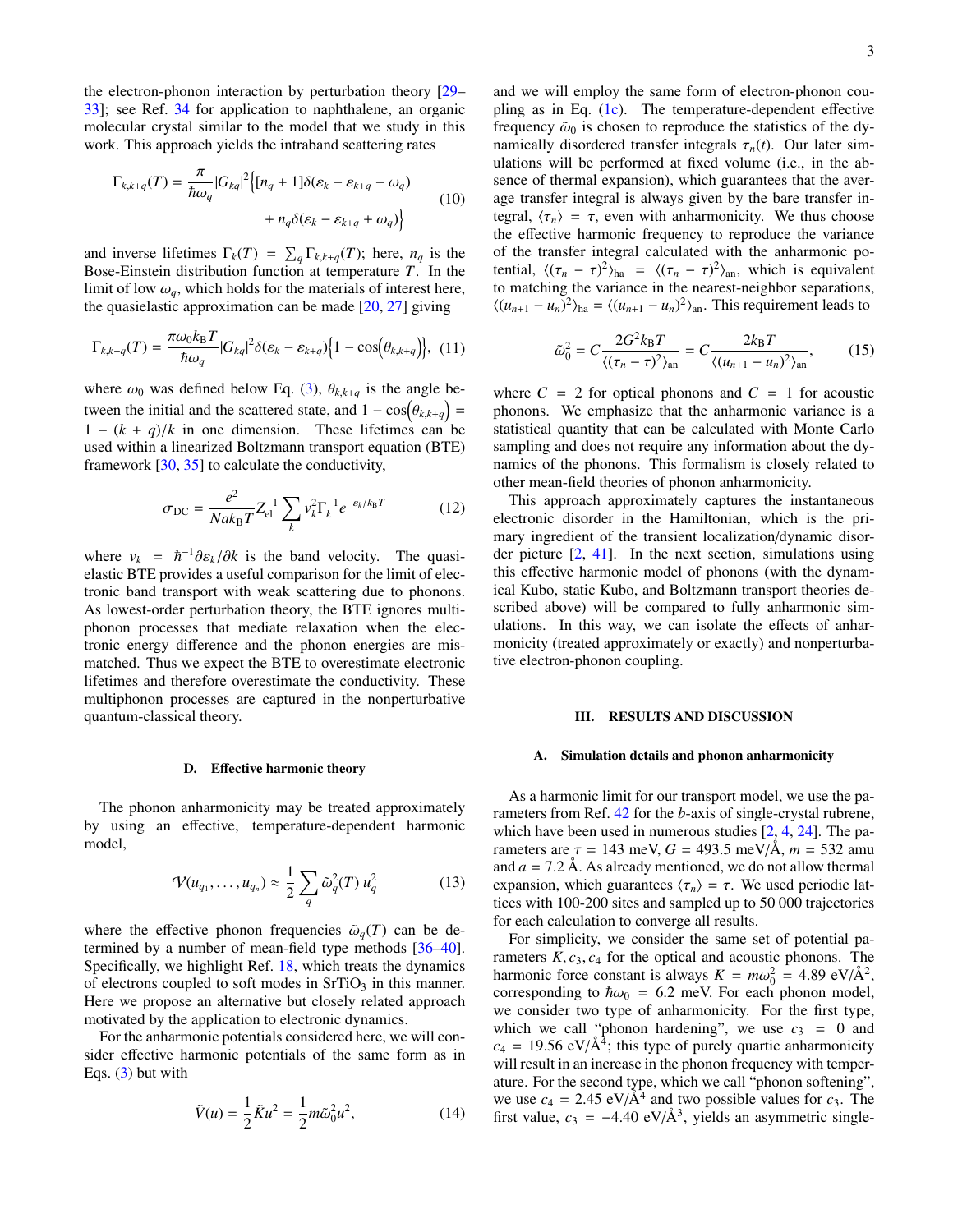the electron-phonon interaction by perturbation theory [29–33]; see Ref. 34 for application to naphthalene, an organic molecular crystal similar to the model that we study in this work. This approach yields the intraband scattering rates

$$\Gamma_{k,k+q}(T) = \frac{\pi}{\hbar\omega_q}|G_{kq}|^2\Big\{[n_q+1]\delta(\varepsilon_k - \varepsilon_{k+q} - \omega_q) + n_q\delta(\varepsilon_k - \varepsilon_{k+q} + \omega_q)\Big\} \tag{10}$$

and inverse lifetimes $\Gamma_k(T) = \sum_q \Gamma_{k,k+q}(T)$; here, $n_q$ is the Bose-Einstein distribution function at temperature $T$. In the limit of low $\omega_q$, which holds for the materials of interest here, the quasielastic approximation can be made [20, 27] giving

$$\Gamma_{k,k+q}(T) = \frac{\pi\omega_0 k_B T}{\hbar\omega_q}|G_{kq}|^2\delta(\varepsilon_k - \varepsilon_{k+q})\Big\{1-\cos\big(\theta_{k,k+q}\big)\Big\}, \tag{11}$$

where $\omega_0$ was defined below Eq. (3), $\theta_{k,k+q}$ is the angle between the initial and the scattered state, and $1-\cos\big(\theta_{k,k+q}\big) = 1-(k+q)/k$ in one dimension. These lifetimes can be used within a linearized Boltzmann transport equation (BTE) framework [30, 35] to calculate the conductivity,

$$\sigma_{\rm DC} = \frac{e^2}{Nak_BT}Z_{\rm el}^{-1}\sum_k v_k^2\Gamma_k^{-1}e^{-\varepsilon_k/k_BT} \tag{12}$$

where $v_k = \hbar^{-1}\partial\varepsilon_k/\partial k$ is the band velocity. The quasielastic BTE provides a useful comparison for the limit of electronic band transport with weak scattering due to phonons. As lowest-order perturbation theory, the BTE ignores multiphonon processes that mediate relaxation when the electronic energy difference and the phonon energies are mismatched. Thus we expect the BTE to overestimate electronic lifetimes and therefore overestimate the conductivity. These multiphonon processes are captured in the nonperturbative quantum-classical theory.

### D. Effective harmonic theory

The phonon anharmonicity may be treated approximately by using an effective, temperature-dependent harmonic model,

$$\mathcal{V}(u_{q_1},\ldots,u_{q_n}) \approx \frac{1}{2}\sum_q \tilde{\omega}_q^2(T)\,u_q^2 \tag{13}$$

where the effective phonon frequencies $\tilde{\omega}_q(T)$ can be determined by a number of mean-field type methods [36–40]. Specifically, we highlight Ref. 18, which treats the dynamics of electrons coupled to soft modes in $SrTiO_3$ in this manner. Here we propose an alternative but closely related approach motivated by the application to electronic dynamics.

For the anharmonic potentials considered here, we will consider effective harmonic potentials of the same form as in Eqs. (3) but with

$$\tilde{V}(u) = \frac{1}{2}\tilde{K}u^2 = \frac{1}{2}m\tilde{\omega}_0^2u^2, \tag{14}$$

and we will employ the same form of electron-phonon coupling as in Eq. (1c). The temperature-dependent effective frequency $\tilde{\omega}_0$ is chosen to reproduce the statistics of the dynamically disordered transfer integrals $\tau_n(t)$. Our later simulations will be performed at fixed volume (i.e., in the absence of thermal expansion), which guarantees that the average transfer integral is always given by the bare transfer integral, $\langle\tau_n\rangle = \tau$, even with anharmonicity. We thus choose the effective harmonic frequency to reproduce the variance of the transfer integral calculated with the anharmonic potential, $\langle(\tau_n-\tau)^2\rangle_{\rm ha} = \langle(\tau_n-\tau)^2\rangle_{\rm an}$, which is equivalent to matching the variance in the nearest-neighbor separations, $\langle(u_{n+1}-u_n)^2\rangle_{\rm ha} = \langle(u_{n+1}-u_n)^2\rangle_{\rm an}$. This requirement leads to

$$\tilde{\omega}_0^2 = C\frac{2G^2k_BT}{\langle(\tau_n-\tau)^2\rangle_{\rm an}} = C\frac{2k_BT}{\langle(u_{n+1}-u_n)^2\rangle_{\rm an}}, \tag{15}$$

where $C = 2$ for optical phonons and $C = 1$ for acoustic phonons. We emphasize that the anharmonic variance is a statistical quantity that can be calculated with Monte Carlo sampling and does not require any information about the dynamics of the phonons. This formalism is closely related to other mean-field theories of phonon anharmonicity.

This approach approximately captures the instantaneous electronic disorder in the Hamiltonian, which is the primary ingredient of the transient localization/dynamic disorder picture [2, 41]. In the next section, simulations using this effective harmonic model of phonons (with the dynamical Kubo, static Kubo, and Boltzmann transport theories described above) will be compared to fully anharmonic simulations. In this way, we can isolate the effects of anharmonicity (treated approximately or exactly) and nonperturbative electron-phonon coupling.

## III. RESULTS AND DISCUSSION

### A. Simulation details and phonon anharmonicity

As a harmonic limit for our transport model, we use the parameters from Ref. 42 for the $b$-axis of single-crystal rubrene, which have been used in numerous studies [2, 4, 24]. The parameters are $\tau = 143$ meV, $G = 493.5$ meV/Å, $m = 532$ amu and $a = 7.2$ Å. As already mentioned, we do not allow thermal expansion, which guarantees $\langle\tau_n\rangle = \tau$. We used periodic lattices with 100-200 sites and sampled up to 50 000 trajectories for each calculation to converge all results.

For simplicity, we consider the same set of potential parameters $K, c_3, c_4$ for the optical and acoustic phonons. The harmonic force constant is always $K = m\omega_0^2 = 4.89$ eV/Å$^2$, corresponding to $\hbar\omega_0 = 6.2$ meV. For each phonon model, we consider two type of anharmonicity. For the first type, which we call "phonon hardening", we use $c_3 = 0$ and $c_4 = 19.56$ eV/Å$^4$; this type of purely quartic anharmonicity will result in an increase in the phonon frequency with temperature. For the second type, which we call "phonon softening", we use $c_4 = 2.45$ eV/Å$^4$ and two possible values for $c_3$. The first value, $c_3 = -4.40$ eV/Å$^3$, yields an asymmetric single-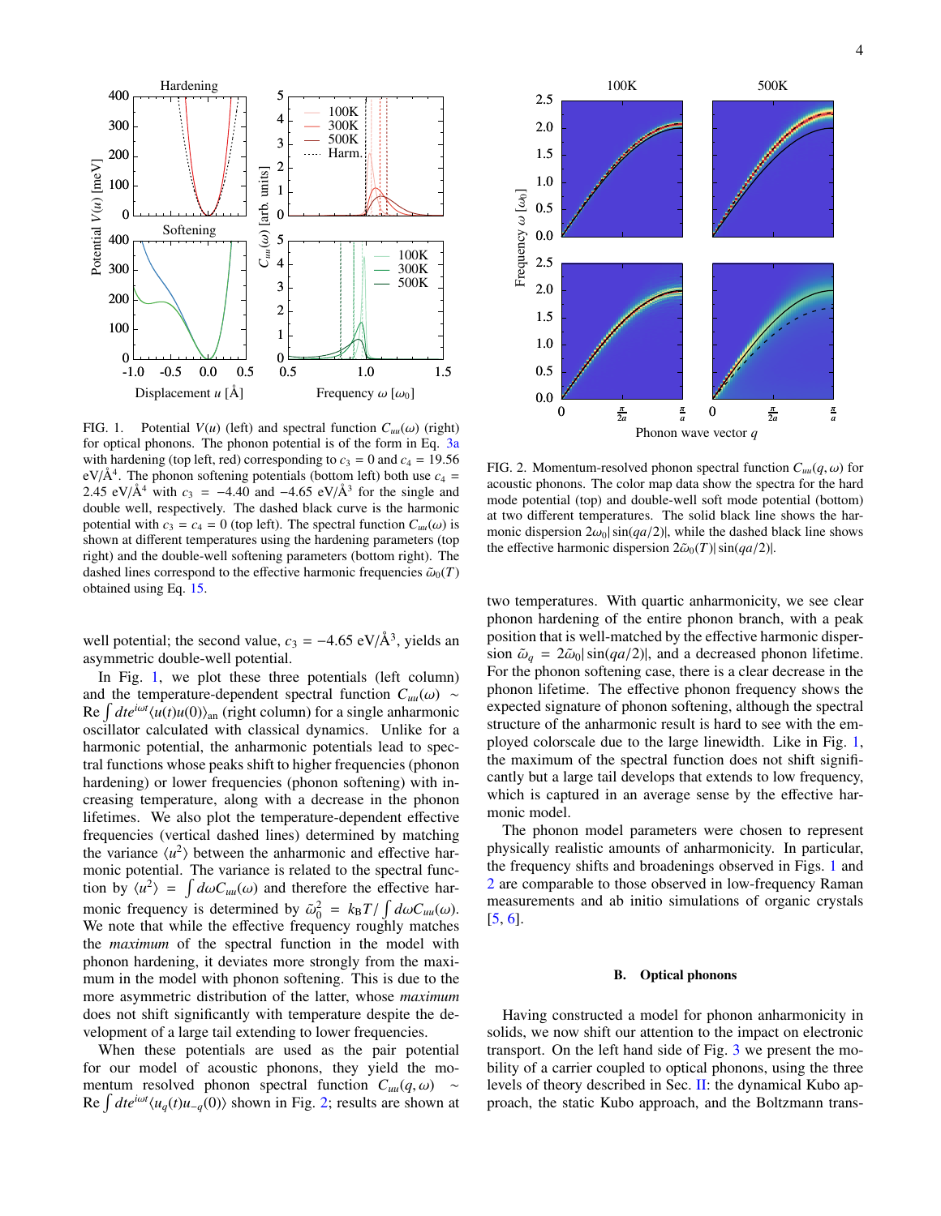FIG. 1. Potential $V(u)$ (left) and spectral function $C_{uu}(\omega)$ (right) for optical phonons. The phonon potential is of the form in Eq. 3a with hardening (top left, red) corresponding to $c_3 = 0$ and $c_4 = 19.56$ eV/Å$^4$. The phonon softening potentials (bottom left) both use $c_4 = 2.45$ eV/Å$^4$ with $c_3 = -4.40$ and $-4.65$ eV/Å$^3$ for the single and double well, respectively. The dashed black curve is the harmonic potential with $c_3 = c_4 = 0$ (top left). The spectral function $C_{uu}(\omega)$ is shown at different temperatures using the hardening parameters (top right) and the double-well softening parameters (bottom right). The dashed lines correspond to the effective harmonic frequencies $\tilde{\omega}_0(T)$ obtained using Eq. 15.

well potential; the second value, $c_3 = -4.65$ eV/Å$^3$, yields an asymmetric double-well potential.

In Fig. 1, we plot these three potentials (left column) and the temperature-dependent spectral function $C_{uu}(\omega) \sim \mathrm{Re} \int dt e^{i\omega t} \langle u(t) u(0) \rangle_{\mathrm{an}}$ (right column) for a single anharmonic oscillator calculated with classical dynamics. Unlike for a harmonic potential, the anharmonic potentials lead to spectral functions whose peaks shift to higher frequencies (phonon hardening) or lower frequencies (phonon softening) with increasing temperature, along with a decrease in the phonon lifetimes. We also plot the temperature-dependent effective frequencies (vertical dashed lines) determined by matching the variance $\langle u^2 \rangle$ between the anharmonic and effective harmonic potential. The variance is related to the spectral function by $\langle u^2 \rangle = \int d\omega C_{uu}(\omega)$ and therefore the effective harmonic frequency is determined by $\tilde{\omega}_0^2 = k_B T / \int d\omega C_{uu}(\omega)$. We note that while the effective frequency roughly matches the *maximum* of the spectral function in the model with phonon hardening, it deviates more strongly from the maximum in the model with phonon softening. This is due to the more asymmetric distribution of the latter, whose *maximum* does not shift significantly with temperature despite the development of a large tail extending to lower frequencies.

When these potentials are used as the pair potential for our model of acoustic phonons, they yield the momentum resolved phonon spectral function $C_{uu}(q, \omega) \sim \mathrm{Re} \int dt e^{i\omega t} \langle u_q(t) u_{-q}(0) \rangle$ shown in Fig. 2; results are shown at two temperatures. With quartic anharmonicity, we see clear phonon hardening of the entire phonon branch, with a peak position that is well-matched by the effective harmonic dispersion $\tilde{\omega}_q = 2\tilde{\omega}_0 |\sin(qa/2)|$, and a decreased phonon lifetime. For the phonon softening case, there is a clear decrease in the phonon lifetime. The effective phonon frequency shows the expected signature of phonon softening, although the spectral structure of the anharmonic result is hard to see with the employed colorscale due to the large linewidth. Like in Fig. 1, the maximum of the spectral function does not shift significantly but a large tail develops that extends to low frequency, which is captured in an average sense by the effective harmonic model.

FIG. 2. Momentum-resolved phonon spectral function $C_{uu}(q, \omega)$ for acoustic phonons. The color map data show the spectra for the hard mode potential (top) and double-well soft mode potential (bottom) at two different temperatures. The solid black line shows the harmonic dispersion $2\omega_0 |\sin(qa/2)|$, while the dashed black line shows the effective harmonic dispersion $2\tilde{\omega}_0(T) |\sin(qa/2)|$.

The phonon model parameters were chosen to represent physically realistic amounts of anharmonicity. In particular, the frequency shifts and broadenings observed in Figs. 1 and 2 are comparable to those observed in low-frequency Raman measurements and ab initio simulations of organic crystals [5, 6].

### B. Optical phonons

Having constructed a model for phonon anharmonicity in solids, we now shift our attention to the impact on electronic transport. On the left hand side of Fig. 3 we present the mobility of a carrier coupled to optical phonons, using the three levels of theory described in Sec. II: the dynamical Kubo approach, the static Kubo approach, and the Boltzmann trans-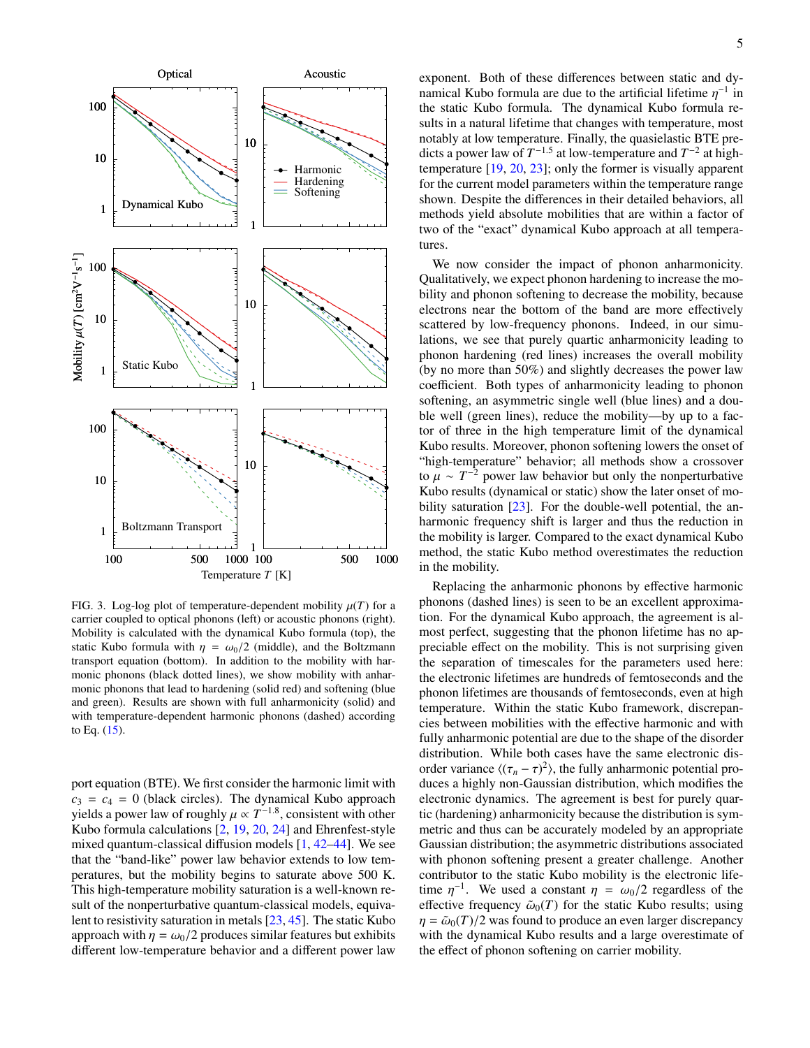FIG. 3. Log-log plot of temperature-dependent mobility $\mu(T)$ for a carrier coupled to optical phonons (left) or acoustic phonons (right). Mobility is calculated with the dynamical Kubo formula (top), the static Kubo formula with $\eta = \omega_0/2$ (middle), and the Boltzmann transport equation (bottom). In addition to the mobility with harmonic phonons (black dotted lines), we show mobility with anharmonic phonons that lead to hardening (solid red) and softening (blue and green). Results are shown with full anharmonicity (solid) and with temperature-dependent harmonic phonons (dashed) according to Eq. (15).

port equation (BTE). We first consider the harmonic limit with $c_3 = c_4 = 0$ (black circles). The dynamical Kubo approach yields a power law of roughly $\mu \propto T^{-1.8}$, consistent with other Kubo formula calculations [2, 19, 20, 24] and Ehrenfest-style mixed quantum-classical diffusion models [1, 42–44]. We see that the "band-like" power law behavior extends to low temperatures, but the mobility begins to saturate above 500 K. This high-temperature mobility saturation is a well-known result of the nonperturbative quantum-classical models, equivalent to resistivity saturation in metals [23, 45]. The static Kubo approach with $\eta = \omega_0/2$ produces similar features but exhibits different low-temperature behavior and a different power law exponent. Both of these differences between static and dynamical Kubo formula are due to the artificial lifetime $\eta^{-1}$ in the static Kubo formula. The dynamical Kubo formula results in a natural lifetime that changes with temperature, most notably at low temperature. Finally, the quasielastic BTE predicts a power law of $T^{-1.5}$ at low-temperature and $T^{-2}$ at high-temperature [19, 20, 23]; only the former is visually apparent for the current model parameters within the temperature range shown. Despite the differences in their detailed behaviors, all methods yield absolute mobilities that are within a factor of two of the "exact" dynamical Kubo approach at all temperatures.

We now consider the impact of phonon anharmonicity. Qualitatively, we expect phonon hardening to increase the mobility and phonon softening to decrease the mobility, because electrons near the bottom of the band are more effectively scattered by low-frequency phonons. Indeed, in our simulations, we see that purely quartic anharmonicity leading to phonon hardening (red lines) increases the overall mobility (by no more than 50%) and slightly decreases the power law coefficient. Both types of anharmonicity leading to phonon softening, an asymmetric single well (blue lines) and a double well (green lines), reduce the mobility—by up to a factor of three in the high temperature limit of the dynamical Kubo results. Moreover, phonon softening lowers the onset of "high-temperature" behavior; all methods show a crossover to $\mu \sim T^{-2}$ power law behavior but only the nonperturbative Kubo results (dynamical or static) show the later onset of mobility saturation [23]. For the double-well potential, the anharmonic frequency shift is larger and thus the reduction in the mobility is larger. Compared to the exact dynamical Kubo method, the static Kubo method overestimates the reduction in the mobility.

Replacing the anharmonic phonons by effective harmonic phonons (dashed lines) is seen to be an excellent approximation. For the dynamical Kubo approach, the agreement is almost perfect, suggesting that the phonon lifetime has no appreciable effect on the mobility. This is not surprising given the separation of timescales for the parameters used here: the electronic lifetimes are hundreds of femtoseconds and the phonon lifetimes are thousands of femtoseconds, even at high temperature. Within the static Kubo framework, discrepancies between mobilities with the effective harmonic and with fully anharmonic potential are due to the shape of the disorder distribution. While both cases have the same electronic disorder variance $\langle(\tau_n - \tau)^2\rangle$, the fully anharmonic potential produces a highly non-Gaussian distribution, which modifies the electronic dynamics. The agreement is best for purely quartic (hardening) anharmonicity because the distribution is symmetric and thus can be accurately modeled by an appropriate Gaussian distribution; the asymmetric distributions associated with phonon softening present a greater challenge. Another contributor to the static Kubo mobility is the electronic lifetime $\eta^{-1}$. We used a constant $\eta = \omega_0/2$ regardless of the effective frequency $\tilde{\omega}_0(T)$ for the static Kubo results; using $\eta = \tilde{\omega}_0(T)/2$ was found to produce an even larger discrepancy with the dynamical Kubo results and a large overestimate of the effect of phonon softening on carrier mobility.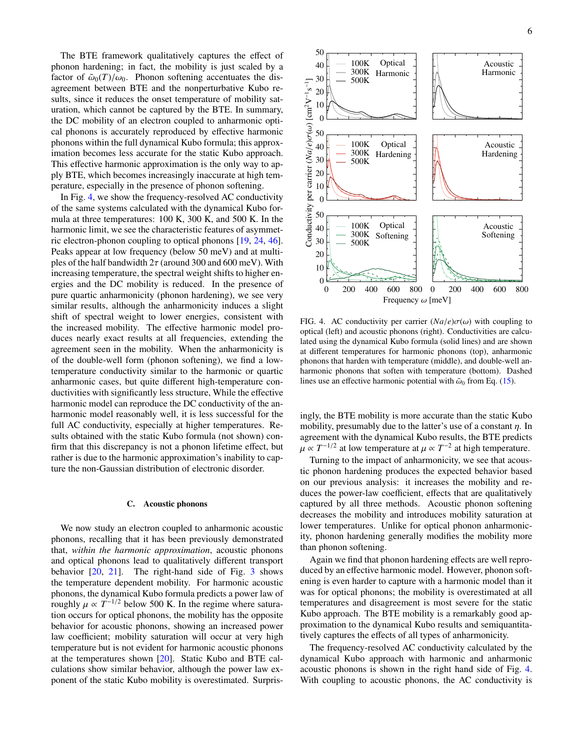The BTE framework qualitatively captures the effect of phonon hardening; in fact, the mobility is just scaled by a factor of $\tilde{\omega}_0(T)/\omega_0$. Phonon softening accentuates the disagreement between BTE and the nonperturbative Kubo results, since it reduces the onset temperature of mobility saturation, which cannot be captured by the BTE. In summary, the DC mobility of an electron coupled to anharmonic optical phonons is accurately reproduced by effective harmonic phonons within the full dynamical Kubo formula; this approximation becomes less accurate for the static Kubo approach. This effective harmonic approximation is the only way to apply BTE, which becomes increasingly inaccurate at high temperature, especially in the presence of phonon softening.

In Fig. 4, we show the frequency-resolved AC conductivity of the same systems calculated with the dynamical Kubo formula at three temperatures: 100 K, 300 K, and 500 K. In the harmonic limit, we see the characteristic features of asymmetric electron-phonon coupling to optical phonons [19, 24, 46]. Peaks appear at low frequency (below 50 meV) and at multiples of the half bandwidth $2\tau$ (around 300 and 600 meV). With increasing temperature, the spectral weight shifts to higher energies and the DC mobility is reduced. In the presence of pure quartic anharmonicity (phonon hardening), we see very similar results, although the anharmonicity induces a slight shift of spectral weight to lower energies, consistent with the increased mobility. The effective harmonic model produces nearly exact results at all frequencies, extending the agreement seen in the mobility. When the anharmonicity is of the double-well form (phonon softening), we find a low-temperature conductivity similar to the harmonic or quartic anharmonic cases, but quite different high-temperature conductivities with significantly less structure, While the effective harmonic model can reproduce the DC conductivity of the anharmonic model reasonably well, it is less successful for the full AC conductivity, especially at higher temperatures. Results obtained with the static Kubo formula (not shown) confirm that this discrepancy is not a phonon lifetime effect, but rather is due to the harmonic approximation's inability to capture the non-Gaussian distribution of electronic disorder.

### C. Acoustic phonons

We now study an electron coupled to anharmonic acoustic phonons, recalling that it has been previously demonstrated that, *within the harmonic approximation*, acoustic phonons and optical phonons lead to qualitatively different transport behavior [20, 21]. The right-hand side of Fig. 3 shows the temperature dependent mobility. For harmonic acoustic phonons, the dynamical Kubo formula predicts a power law of roughly $\mu \propto T^{-1/2}$ below 500 K. In the regime where saturation occurs for optical phonons, the mobility has the opposite behavior for acoustic phonons, showing an increased power law coefficient; mobility saturation will occur at very high temperature but is not evident for harmonic acoustic phonons at the temperatures shown [20]. Static Kubo and BTE calculations show similar behavior, although the power law exponent of the static Kubo mobility is overestimated. Surprisingly, the BTE mobility is more accurate than the static Kubo mobility, presumably due to the latter's use of a constant $\eta$. In agreement with the dynamical Kubo results, the BTE predicts $\mu \propto T^{-1/2}$ at low temperature at $\mu \propto T^{-2}$ at high temperature.

FIG. 4. AC conductivity per carrier $(Na/e)\sigma(\omega)$ with coupling to optical (left) and acoustic phonons (right). Conductivities are calculated using the dynamical Kubo formula (solid lines) and are shown at different temperatures for harmonic phonons (top), anharmonic phonons that harden with temperature (middle), and double-well anharmonic phonons that soften with temperature (bottom). Dashed lines use an effective harmonic potential with $\tilde{\omega}_0$ from Eq. (15).

Turning to the impact of anharmonicity, we see that acoustic phonon hardening produces the expected behavior based on our previous analysis: it increases the mobility and reduces the power-law coefficient, effects that are qualitatively captured by all three methods. Acoustic phonon softening decreases the mobility and introduces mobility saturation at lower temperatures. Unlike for optical phonon anharmonicity, phonon hardening generally modifies the mobility more than phonon softening.

Again we find that phonon hardening effects are well reproduced by an effective harmonic model. However, phonon softening is even harder to capture with a harmonic model than it was for optical phonons; the mobility is overestimated at all temperatures and disagreement is most severe for the static Kubo approach. The BTE mobility is a remarkably good approximation to the dynamical Kubo results and semiquantitatively captures the effects of all types of anharmonicity.

The frequency-resolved AC conductivity calculated by the dynamical Kubo approach with harmonic and anharmonic acoustic phonons is shown in the right hand side of Fig. 4. With coupling to acoustic phonons, the AC conductivity is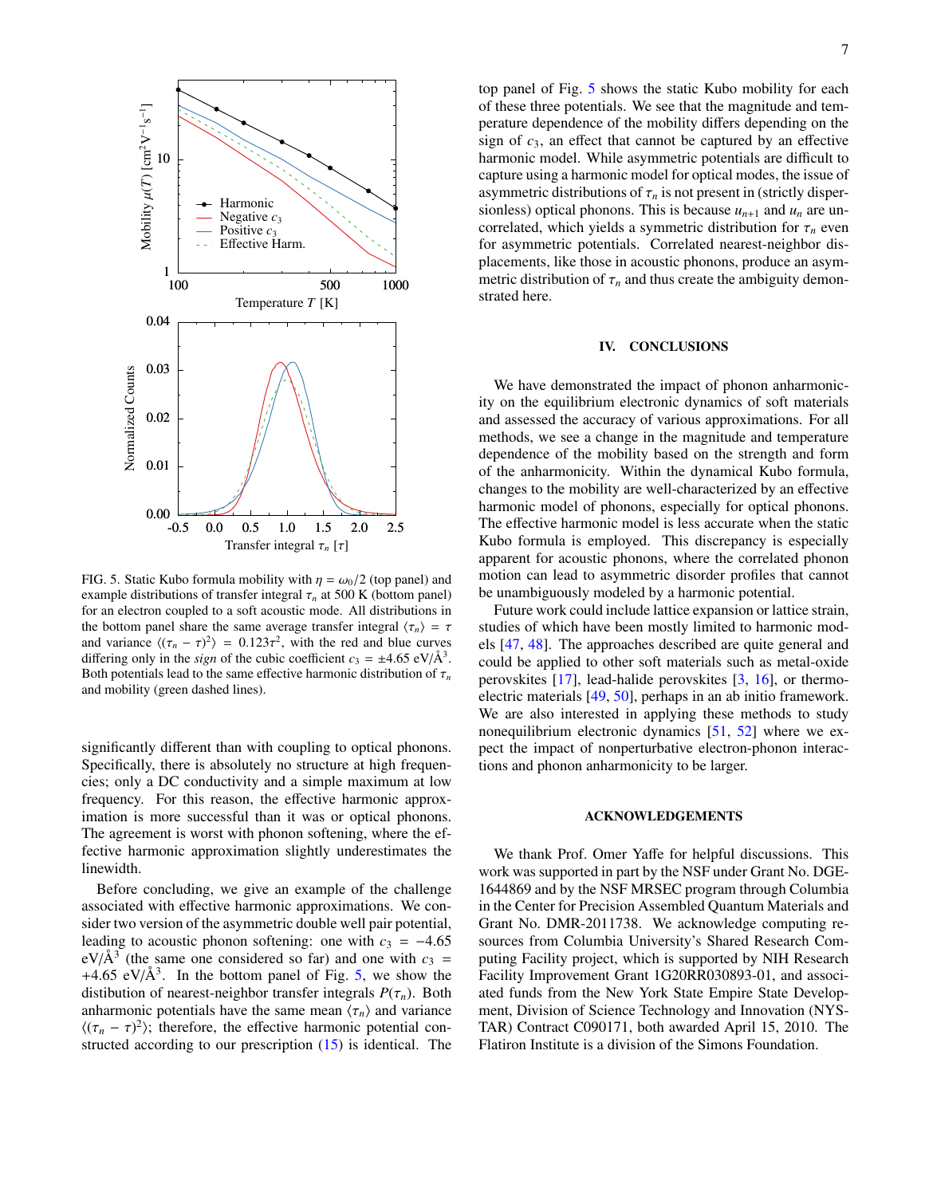FIG. 5. Static Kubo formula mobility with $\eta = \omega_0/2$ (top panel) and example distributions of transfer integral $\tau_n$ at 500 K (bottom panel) for an electron coupled to a soft acoustic mode. All distributions in the bottom panel share the same average transfer integral $\langle \tau_n \rangle = \tau$ and variance $\langle (\tau_n - \tau)^2 \rangle = 0.123\tau^2$, with the red and blue curves differing only in the *sign* of the cubic coefficient $c_3 = \pm 4.65$ eV/Å$^3$. Both potentials lead to the same effective harmonic distribution of $\tau_n$ and mobility (green dashed lines).

significantly different than with coupling to optical phonons. Specifically, there is absolutely no structure at high frequencies; only a DC conductivity and a simple maximum at low frequency. For this reason, the effective harmonic approximation is more successful than it was or optical phonons. The agreement is worst with phonon softening, where the effective harmonic approximation slightly underestimates the linewidth.

Before concluding, we give an example of the challenge associated with effective harmonic approximations. We consider two version of the asymmetric double well pair potential, leading to acoustic phonon softening: one with $c_3 = -4.65$ eV/Å$^3$ (the same one considered so far) and one with $c_3 = +4.65$ eV/Å$^3$. In the bottom panel of Fig. 5, we show the distibution of nearest-neighbor transfer integrals $P(\tau_n)$. Both anharmonic potentials have the same mean $\langle \tau_n \rangle$ and variance $\langle (\tau_n - \tau)^2 \rangle$; therefore, the effective harmonic potential constructed according to our prescription (15) is identical. The top panel of Fig. 5 shows the static Kubo mobility for each of these three potentials. We see that the magnitude and temperature dependence of the mobility differs depending on the sign of $c_3$, an effect that cannot be captured by an effective harmonic model. While asymmetric potentials are difficult to capture using a harmonic model for optical modes, the issue of asymmetric distributions of $\tau_n$ is not present in (strictly dispersionless) optical phonons. This is because $u_{n+1}$ and $u_n$ are uncorrelated, which yields a symmetric distribution for $\tau_n$ even for asymmetric potentials. Correlated nearest-neighbor displacements, like those in acoustic phonons, produce an asymmetric distribution of $\tau_n$ and thus create the ambiguity demonstrated here.

## IV. CONCLUSIONS

We have demonstrated the impact of phonon anharmonicity on the equilibrium electronic dynamics of soft materials and assessed the accuracy of various approximations. For all methods, we see a change in the magnitude and temperature dependence of the mobility based on the strength and form of the anharmonicity. Within the dynamical Kubo formula, changes to the mobility are well-characterized by an effective harmonic model of phonons, especially for optical phonons. The effective harmonic model is less accurate when the static Kubo formula is employed. This discrepancy is especially apparent for acoustic phonons, where the correlated phonon motion can lead to asymmetric disorder profiles that cannot be unambiguously modeled by a harmonic potential.

Future work could include lattice expansion or lattice strain, studies of which have been mostly limited to harmonic models [47, 48]. The approaches described are quite general and could be applied to other soft materials such as metal-oxide perovskites [17], lead-halide perovskites [3, 16], or thermoelectric materials [49, 50], perhaps in an ab initio framework. We are also interested in applying these methods to study nonequilibrium electronic dynamics [51, 52] where we expect the impact of nonperturbative electron-phonon interactions and phonon anharmonicity to be larger.

## ACKNOWLEDGEMENTS

We thank Prof. Omer Yaffe for helpful discussions. This work was supported in part by the NSF under Grant No. DGE-1644869 and by the NSF MRSEC program through Columbia in the Center for Precision Assembled Quantum Materials and Grant No. DMR-2011738. We acknowledge computing resources from Columbia University's Shared Research Computing Facility project, which is supported by NIH Research Facility Improvement Grant 1G20RR030893-01, and associated funds from the New York State Empire State Development, Division of Science Technology and Innovation (NYSTAR) Contract C090171, both awarded April 15, 2010. The Flatiron Institute is a division of the Simons Foundation.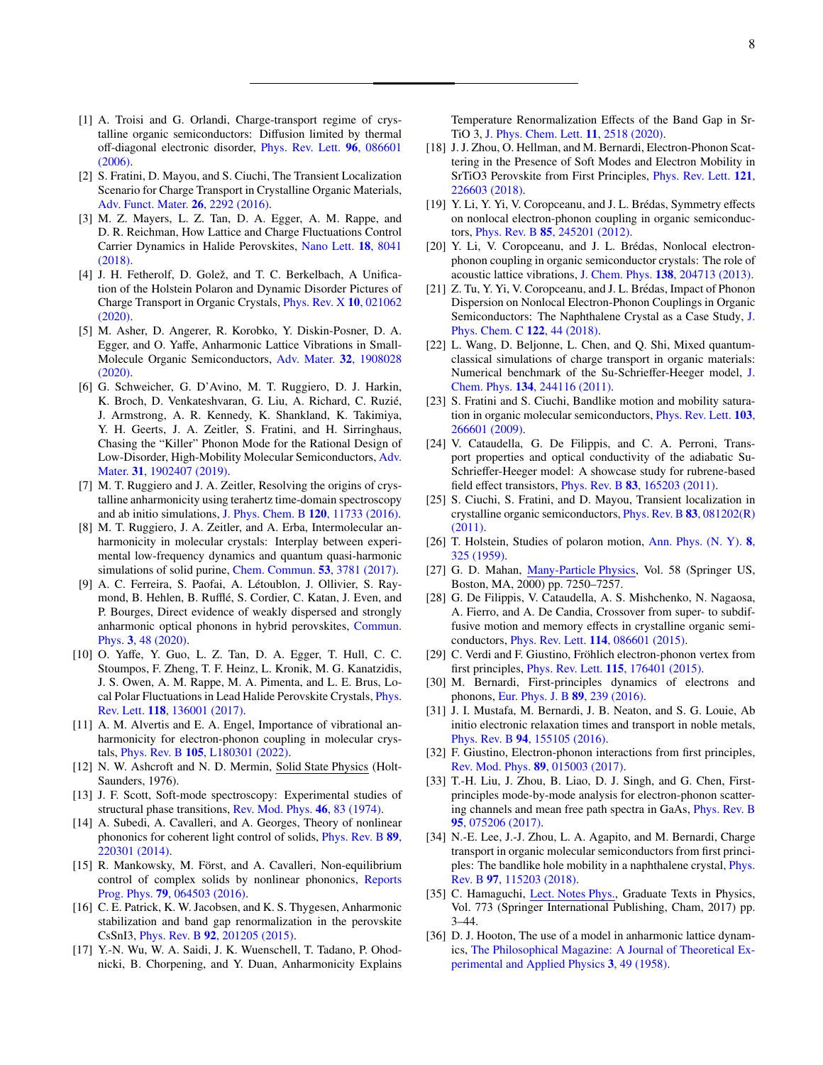[1] A. Troisi and G. Orlandi, Charge-transport regime of crystalline organic semiconductors: Diffusion limited by thermal off-diagonal electronic disorder, Phys. Rev. Lett. **96**, 086601 (2006).

[2] S. Fratini, D. Mayou, and S. Ciuchi, The Transient Localization Scenario for Charge Transport in Crystalline Organic Materials, Adv. Funct. Mater. **26**, 2292 (2016).

[3] M. Z. Mayers, L. Z. Tan, D. A. Egger, A. M. Rappe, and D. R. Reichman, How Lattice and Charge Fluctuations Control Carrier Dynamics in Halide Perovskites, Nano Lett. **18**, 8041 (2018).

[4] J. H. Fetherolf, D. Golež, and T. C. Berkelbach, A Unification of the Holstein Polaron and Dynamic Disorder Pictures of Charge Transport in Organic Crystals, Phys. Rev. X **10**, 021062 (2020).

[5] M. Asher, D. Angerer, R. Korobko, Y. Diskin-Posner, D. A. Egger, and O. Yaffe, Anharmonic Lattice Vibrations in Small-Molecule Organic Semiconductors, Adv. Mater. **32**, 1908028 (2020).

[6] G. Schweicher, G. D'Avino, M. T. Ruggiero, D. J. Harkin, K. Broch, D. Venkateshvaran, G. Liu, A. Richard, C. Ruzié, J. Armstrong, A. R. Kennedy, K. Shankland, K. Takimiya, Y. H. Geerts, J. A. Zeitler, S. Fratini, and H. Sirringhaus, Chasing the "Killer" Phonon Mode for the Rational Design of Low-Disorder, High-Mobility Molecular Semiconductors, Adv. Mater. **31**, 1902407 (2019).

[7] M. T. Ruggiero and J. A. Zeitler, Resolving the origins of crystalline anharmonicity using terahertz time-domain spectroscopy and ab initio simulations, J. Phys. Chem. B **120**, 11733 (2016).

[8] M. T. Ruggiero, J. A. Zeitler, and A. Erba, Intermolecular anharmonicity in molecular crystals: Interplay between experimental low-frequency dynamics and quantum quasi-harmonic simulations of solid purine, Chem. Commun. **53**, 3781 (2017).

[9] A. C. Ferreira, S. Paofai, A. Létoublon, J. Ollivier, S. Raymond, B. Hehlen, B. Rufflé, S. Cordier, C. Katan, J. Even, and P. Bourges, Direct evidence of weakly dispersed and strongly anharmonic optical phonons in hybrid perovskites, Commun. Phys. **3**, 48 (2020).

[10] O. Yaffe, Y. Guo, L. Z. Tan, D. A. Egger, T. Hull, C. C. Stoumpos, F. Zheng, T. F. Heinz, L. Kronik, M. G. Kanatzidis, J. S. Owen, A. M. Rappe, M. A. Pimenta, and L. E. Brus, Local Polar Fluctuations in Lead Halide Perovskite Crystals, Phys. Rev. Lett. **118**, 136001 (2017).

[11] A. M. Alvertis and E. A. Engel, Importance of vibrational anharmonicity for electron-phonon coupling in molecular crystals, Phys. Rev. B **105**, L180301 (2022).

[12] N. W. Ashcroft and N. D. Mermin, Solid State Physics (Holt-Saunders, 1976).

[13] J. F. Scott, Soft-mode spectroscopy: Experimental studies of structural phase transitions, Rev. Mod. Phys. **46**, 83 (1974).

[14] A. Subedi, A. Cavalleri, and A. Georges, Theory of nonlinear phononics for coherent light control of solids, Phys. Rev. B **89**, 220301 (2014).

[15] R. Mankowsky, M. Först, and A. Cavalleri, Non-equilibrium control of complex solids by nonlinear phononics, Reports Prog. Phys. **79**, 064503 (2016).

[16] C. E. Patrick, K. W. Jacobsen, and K. S. Thygesen, Anharmonic stabilization and band gap renormalization in the perovskite CsSnI3, Phys. Rev. B **92**, 201205 (2015).

[17] Y.-N. Wu, W. A. Saidi, J. K. Wuenschell, T. Tadano, P. Ohodnicki, B. Chorpening, and Y. Duan, Anharmonicity Explains Temperature Renormalization Effects of the Band Gap in SrTiO 3, J. Phys. Chem. Lett. **11**, 2518 (2020).

[18] J. J. Zhou, O. Hellman, and M. Bernardi, Electron-Phonon Scattering in the Presence of Soft Modes and Electron Mobility in SrTiO3 Perovskite from First Principles, Phys. Rev. Lett. **121**, 226603 (2018).

[19] Y. Li, Y. Yi, V. Coropceanu, and J. L. Brédas, Symmetry effects on nonlocal electron-phonon coupling in organic semiconductors, Phys. Rev. B **85**, 245201 (2012).

[20] Y. Li, V. Coropceanu, and J. L. Brédas, Nonlocal electron-phonon coupling in organic semiconductor crystals: The role of acoustic lattice vibrations, J. Chem. Phys. **138**, 204713 (2013).

[21] Z. Tu, Y. Yi, V. Coropceanu, and J. L. Brédas, Impact of Phonon Dispersion on Nonlocal Electron-Phonon Couplings in Organic Semiconductors: The Naphthalene Crystal as a Case Study, J. Phys. Chem. C **122**, 44 (2018).

[22] L. Wang, D. Beljonne, L. Chen, and Q. Shi, Mixed quantum-classical simulations of charge transport in organic materials: Numerical benchmark of the Su-Schrieffer-Heeger model, J. Chem. Phys. **134**, 244116 (2011).

[23] S. Fratini and S. Ciuchi, Bandlike motion and mobility saturation in organic molecular semiconductors, Phys. Rev. Lett. **103**, 266601 (2009).

[24] V. Cataudella, G. De Filippis, and C. A. Perroni, Transport properties and optical conductivity of the adiabatic Su-Schrieffer-Heeger model: A showcase study for rubrene-based field effect transistors, Phys. Rev. B **83**, 165203 (2011).

[25] S. Ciuchi, S. Fratini, and D. Mayou, Transient localization in crystalline organic semiconductors, Phys. Rev. B **83**, 081202(R) (2011).

[26] T. Holstein, Studies of polaron motion, Ann. Phys. (N. Y). **8**, 325 (1959).

[27] G. D. Mahan, Many-Particle Physics, Vol. 58 (Springer US, Boston, MA, 2000) pp. 7250–7257.

[28] G. De Filippis, V. Cataudella, A. S. Mishchenko, N. Nagaosa, A. Fierro, and A. De Candia, Crossover from super- to subdiffusive motion and memory effects in crystalline organic semiconductors, Phys. Rev. Lett. **114**, 086601 (2015).

[29] C. Verdi and F. Giustino, Fröhlich electron-phonon vertex from first principles, Phys. Rev. Lett. **115**, 176401 (2015).

[30] M. Bernardi, First-principles dynamics of electrons and phonons, Eur. Phys. J. B **89**, 239 (2016).

[31] J. I. Mustafa, M. Bernardi, J. B. Neaton, and S. G. Louie, Ab initio electronic relaxation times and transport in noble metals, Phys. Rev. B **94**, 155105 (2016).

[32] F. Giustino, Electron-phonon interactions from first principles, Rev. Mod. Phys. **89**, 015003 (2017).

[33] T.-H. Liu, J. Zhou, B. Liao, D. J. Singh, and G. Chen, First-principles mode-by-mode analysis for electron-phonon scattering channels and mean free path spectra in GaAs, Phys. Rev. B **95**, 075206 (2017).

[34] N.-E. Lee, J.-J. Zhou, L. A. Agapito, and M. Bernardi, Charge transport in organic molecular semiconductors from first principles: The bandlike hole mobility in a naphthalene crystal, Phys. Rev. B **97**, 115203 (2018).

[35] C. Hamaguchi, Lect. Notes Phys., Graduate Texts in Physics, Vol. 773 (Springer International Publishing, Cham, 2017) pp. 3–44.

[36] D. J. Hooton, The use of a model in anharmonic lattice dynamics, The Philosophical Magazine: A Journal of Theoretical Experimental and Applied Physics **3**, 49 (1958).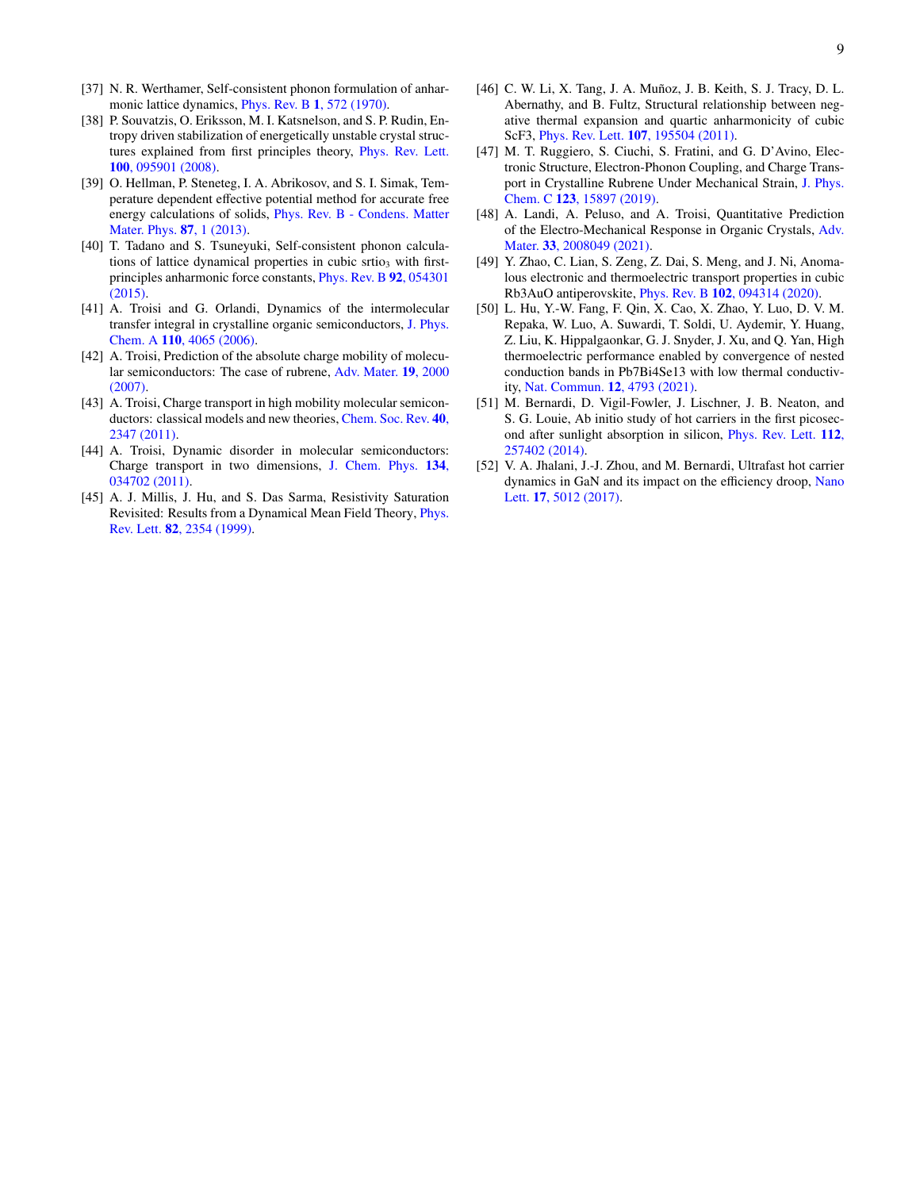[37] N. R. Werthamer, Self-consistent phonon formulation of anharmonic lattice dynamics, Phys. Rev. B **1**, 572 (1970).

[38] P. Souvatzis, O. Eriksson, M. I. Katsnelson, and S. P. Rudin, Entropy driven stabilization of energetically unstable crystal structures explained from first principles theory, Phys. Rev. Lett. **100**, 095901 (2008).

[39] O. Hellman, P. Steneteg, I. A. Abrikosov, and S. I. Simak, Temperature dependent effective potential method for accurate free energy calculations of solids, Phys. Rev. B - Condens. Matter Mater. Phys. **87**, 1 (2013).

[40] T. Tadano and S. Tsuneyuki, Self-consistent phonon calculations of lattice dynamical properties in cubic srtio$_3$ with first-principles anharmonic force constants, Phys. Rev. B **92**, 054301 (2015).

[41] A. Troisi and G. Orlandi, Dynamics of the intermolecular transfer integral in crystalline organic semiconductors, J. Phys. Chem. A **110**, 4065 (2006).

[42] A. Troisi, Prediction of the absolute charge mobility of molecular semiconductors: The case of rubrene, Adv. Mater. **19**, 2000 (2007).

[43] A. Troisi, Charge transport in high mobility molecular semiconductors: classical models and new theories, Chem. Soc. Rev. **40**, 2347 (2011).

[44] A. Troisi, Dynamic disorder in molecular semiconductors: Charge transport in two dimensions, J. Chem. Phys. **134**, 034702 (2011).

[45] A. J. Millis, J. Hu, and S. Das Sarma, Resistivity Saturation Revisited: Results from a Dynamical Mean Field Theory, Phys. Rev. Lett. **82**, 2354 (1999).

[46] C. W. Li, X. Tang, J. A. Muñoz, J. B. Keith, S. J. Tracy, D. L. Abernathy, and B. Fultz, Structural relationship between negative thermal expansion and quartic anharmonicity of cubic ScF3, Phys. Rev. Lett. **107**, 195504 (2011).

[47] M. T. Ruggiero, S. Ciuchi, S. Fratini, and G. D'Avino, Electronic Structure, Electron-Phonon Coupling, and Charge Transport in Crystalline Rubrene Under Mechanical Strain, J. Phys. Chem. C **123**, 15897 (2019).

[48] A. Landi, A. Peluso, and A. Troisi, Quantitative Prediction of the Electro-Mechanical Response in Organic Crystals, Adv. Mater. **33**, 2008049 (2021).

[49] Y. Zhao, C. Lian, S. Zeng, Z. Dai, S. Meng, and J. Ni, Anomalous electronic and thermoelectric transport properties in cubic Rb3AuO antiperovskite, Phys. Rev. B **102**, 094314 (2020).

[50] L. Hu, Y.-W. Fang, F. Qin, X. Cao, X. Zhao, Y. Luo, D. V. M. Repaka, W. Luo, A. Suwardi, T. Soldi, U. Aydemir, Y. Huang, Z. Liu, K. Hippalgaonkar, G. J. Snyder, J. Xu, and Q. Yan, High thermoelectric performance enabled by convergence of nested conduction bands in Pb7Bi4Se13 with low thermal conductivity, Nat. Commun. **12**, 4793 (2021).

[51] M. Bernardi, D. Vigil-Fowler, J. Lischner, J. B. Neaton, and S. G. Louie, Ab initio study of hot carriers in the first picosecond after sunlight absorption in silicon, Phys. Rev. Lett. **112**, 257402 (2014).

[52] V. A. Jhalani, J.-J. Zhou, and M. Bernardi, Ultrafast hot carrier dynamics in GaN and its impact on the efficiency droop, Nano Lett. **17**, 5012 (2017).